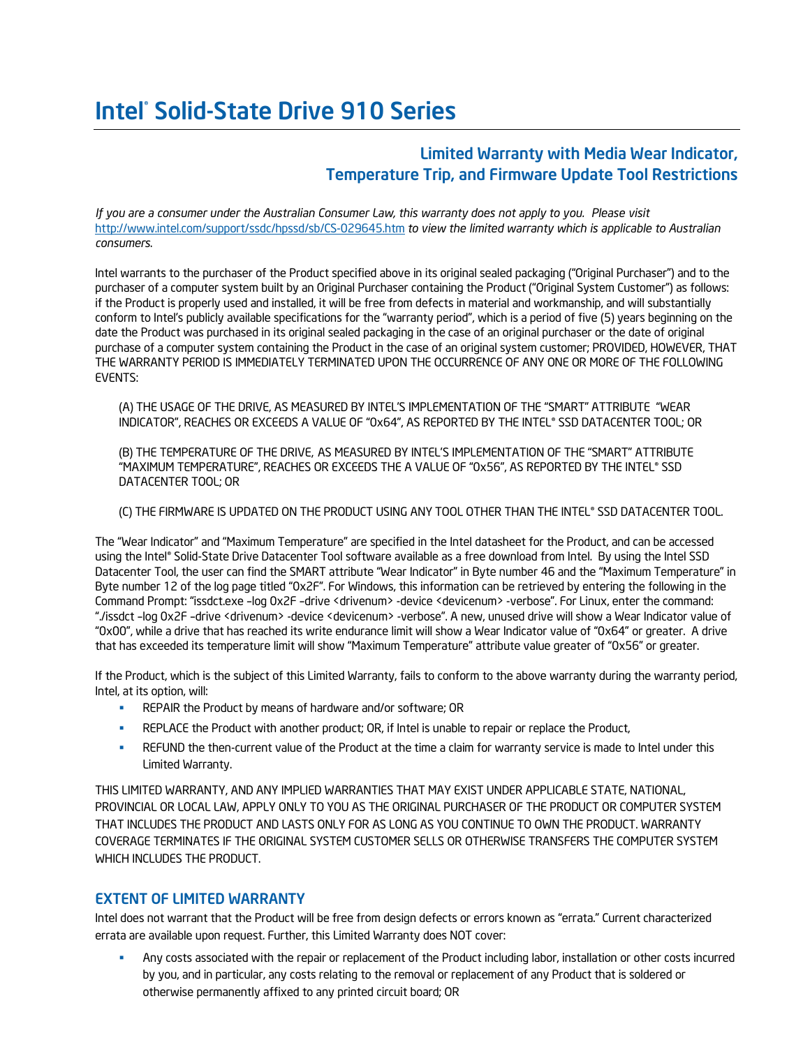# Intel® Solid-State Drive 910 Series

## Limited Warranty with Media Wear Indicator, Temperature Trip, and Firmware Update Tool Restrictions

*If you are a consumer under the Australian Consumer Law, this warranty does not apply to you. Please visit* http://www.intel.com/support/ssdc/hpssd/sb/CS-029645.htm *to view the limited warranty which is applicable to Australian consumers.*

Intel warrants to the purchaser of the Product specified above in its original sealed packaging ("Original Purchaser") and to the purchaser of a computer system built by an Original Purchaser containing the Product ("Original System Customer") as follows: if the Product is properly used and installed, it will be free from defects in material and workmanship, and will substantially conform to Intel's publicly available specifications for the "warranty period", which is a period of five (5) years beginning on the date the Product was purchased in its original sealed packaging in the case of an original purchaser or the date of original purchase of a computer system containing the Product in the case of an original system customer; PROVIDED, HOWEVER, THAT THE WARRANTY PERIOD IS IMMEDIATELY TERMINATED UPON THE OCCURRENCE OF ANY ONE OR MORE OF THE FOLLOWING EVENTS:

(A) THE USAGE OF THE DRIVE, AS MEASURED BY INTEL'S IMPLEMENTATION OF THE "SMART" ATTRIBUTE "WEAR INDICATOR", REACHES OR EXCEEDS A VALUE OF "0x64", AS REPORTED BY THE INTEL® SSD DATACENTER TOOL; OR

(B) THE TEMPERATURE OF THE DRIVE, AS MEASURED BY INTEL'S IMPLEMENTATION OF THE "SMART" ATTRIBUTE "MAXIMUM TEMPERATURE", REACHES OR EXCEEDS THE A VALUE OF "0x56", AS REPORTED BY THE INTEL® SSD DATACENTER TOOL; OR

(C) THE FIRMWARE IS UPDATED ON THE PRODUCT USING ANY TOOL OTHER THAN THE INTEL® SSD DATACENTER TOOL.

The "Wear Indicator" and "Maximum Temperature" are specified in the Intel datasheet for the Product, and can be accessed using the Intel® Solid-State Drive Datacenter Tool software available as a free download from Intel. By using the Intel SSD Datacenter Tool, the user can find the SMART attribute "Wear Indicator" in Byte number 46 and the "Maximum Temperature" in Byte number 12 of the log page titled "0x2F". For Windows, this information can be retrieved by entering the following in the Command Prompt: "issdct.exe –log 0x2F –drive <drivenum> -device <devicenum> -verbose". For Linux, enter the command: "./issdct –log 0x2F –drive <drivenum> -device <devicenum> -verbose". A new, unused drive will show a Wear Indicator value of "0x00", while a drive that has reached its write endurance limit will show a Wear Indicator value of "0x64" or greater. A drive that has exceeded its temperature limit will show "Maximum Temperature" attribute value greater of "0x56" or greater.

If the Product, which is the subject of this Limited Warranty, fails to conform to the above warranty during the warranty period, Intel, at its option, will:

- REPAIR the Product by means of hardware and/or software; OR
- REPLACE the Product with another product; OR, if Intel is unable to repair or replace the Product,
- REFUND the then-current value of the Product at the time a claim for warranty service is made to Intel under this Limited Warranty.

THIS LIMITED WARRANTY, AND ANY IMPLIED WARRANTIES THAT MAY EXIST UNDER APPLICABLE STATE, NATIONAL, PROVINCIAL OR LOCAL LAW, APPLY ONLY TO YOU AS THE ORIGINAL PURCHASER OF THE PRODUCT OR COMPUTER SYSTEM THAT INCLUDES THE PRODUCT AND LASTS ONLY FOR AS LONG AS YOU CONTINUE TO OWN THE PRODUCT. WARRANTY COVERAGE TERMINATES IF THE ORIGINAL SYSTEM CUSTOMER SELLS OR OTHERWISE TRANSFERS THE COMPUTER SYSTEM WHICH INCLUDES THE PRODUCT.

### EXTENT OF LIMITED WARRANTY

Intel does not warrant that the Product will be free from design defects or errors known as "errata." Current characterized errata are available upon request. Further, this Limited Warranty does NOT cover:

- Any costs associated with the repair or replacement of the Product including labor, installation or other costs incurred by you, and in particular, any costs relating to the removal or replacement of any Product that is soldered or otherwise permanently affixed to any printed circuit board; OR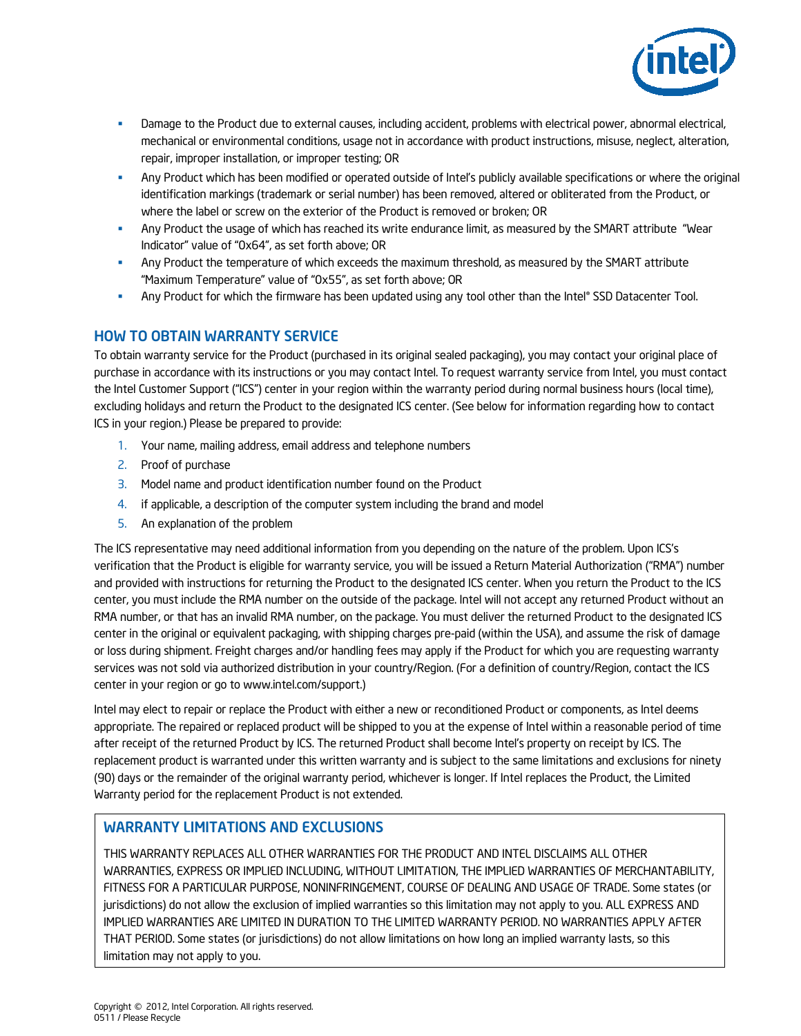- Damage to the Product due to external causes, including accident, problems with electrical power, abnormal electrical, mechanical or environmental conditions, usage not in accordance with product instructions, misuse, neglect, alteration, repair, improper installation, or improper testing; OR
- Any Product which has been modified or operated outside of Intel's publicly available specifications or where the original identification markings (trademark or serial number) has been removed, altered or obliterated from the Product, or where the label or screw on the exterior of the Product is removed or broken; OR
- Any Product the usage of which has reached its write endurance limit, as measured by the SMART attribute "Wear Indicator" value of "0x64", as set forth above; OR
- Any Product the temperature of which exceeds the maximum threshold, as measured by the SMART attribute "Maximum Temperature" value of "0x55", as set forth above; OR
- Any Product for which the firmware has been updated using any tool other than the Intel® SSD Datacenter Tool.

## HOW TO OBTAIN WARRANTY SERVICE

To obtain warranty service for the Product (purchased in its original sealed packaging), you may contact your original place of purchase in accordance with its instructions or you may contact Intel. To request warranty service from Intel, you must contact the Intel Customer Support ("ICS") center in your region within the warranty period during normal business hours (local time), excluding holidays and return the Product to the designated ICS center. (See below for information regarding how to contact ICS in your region.) Please be prepared to provide:

1. Your name, mailing address, email address and telephone numbers
2. Proof of purchase
3. Model name and product identification number found on the Product
4. if applicable, a description of the computer system including the brand and model
5. An explanation of the problem

The ICS representative may need additional information from you depending on the nature of the problem. Upon ICS's verification that the Product is eligible for warranty service, you will be issued a Return Material Authorization ("RMA") number and provided with instructions for returning the Product to the designated ICS center. When you return the Product to the ICS center, you must include the RMA number on the outside of the package. Intel will not accept any returned Product without an RMA number, or that has an invalid RMA number, on the package. You must deliver the returned Product to the designated ICS center in the original or equivalent packaging, with shipping charges pre-paid (within the USA), and assume the risk of damage or loss during shipment. Freight charges and/or handling fees may apply if the Product for which you are requesting warranty services was not sold via authorized distribution in your country/Region. (For a definition of country/Region, contact the ICS center in your region or go to www.intel.com/support.)

Intel may elect to repair or replace the Product with either a new or reconditioned Product or components, as Intel deems appropriate. The repaired or replaced product will be shipped to you at the expense of Intel within a reasonable period of time after receipt of the returned Product by ICS. The returned Product shall become Intel's property on receipt by ICS. The replacement product is warranted under this written warranty and is subject to the same limitations and exclusions for ninety (90) days or the remainder of the original warranty period, whichever is longer. If Intel replaces the Product, the Limited Warranty period for the replacement Product is not extended.

## WARRANTY LIMITATIONS AND EXCLUSIONS

THIS WARRANTY REPLACES ALL OTHER WARRANTIES FOR THE PRODUCT AND INTEL DISCLAIMS ALL OTHER WARRANTIES, EXPRESS OR IMPLIED INCLUDING, WITHOUT LIMITATION, THE IMPLIED WARRANTIES OF MERCHANTABILITY, FITNESS FOR A PARTICULAR PURPOSE, NONINFRINGEMENT, COURSE OF DEALING AND USAGE OF TRADE. Some states (or jurisdictions) do not allow the exclusion of implied warranties so this limitation may not apply to you. ALL EXPRESS AND IMPLIED WARRANTIES ARE LIMITED IN DURATION TO THE LIMITED WARRANTY PERIOD. NO WARRANTIES APPLY AFTER THAT PERIOD. Some states (or jurisdictions) do not allow limitations on how long an implied warranty lasts, so this limitation may not apply to you.

Copyright © 2012, Intel Corporation. All rights reserved.
0511 / Please Recycle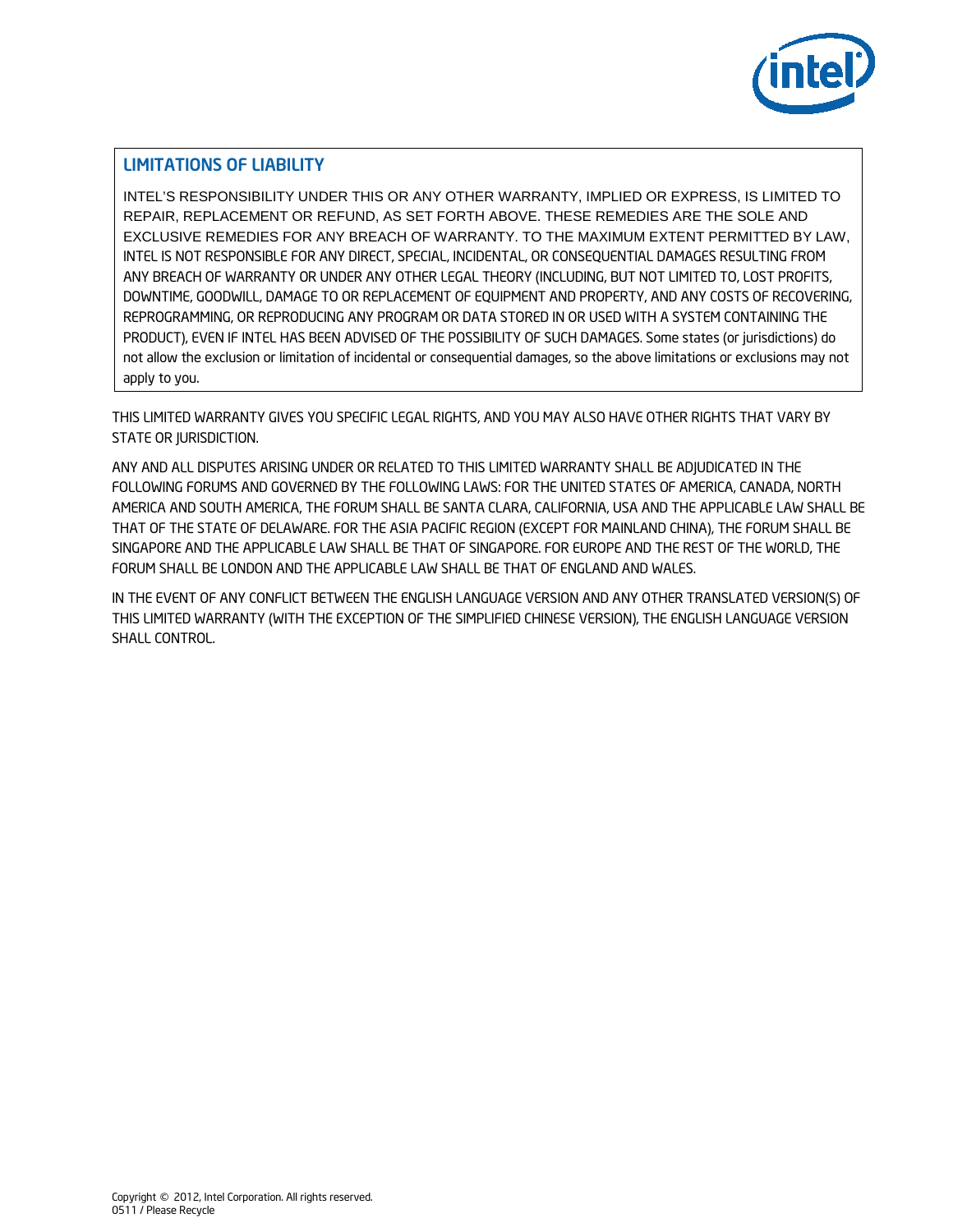## LIMITATIONS OF LIABILITY

INTEL'S RESPONSIBILITY UNDER THIS OR ANY OTHER WARRANTY, IMPLIED OR EXPRESS, IS LIMITED TO REPAIR, REPLACEMENT OR REFUND, AS SET FORTH ABOVE. THESE REMEDIES ARE THE SOLE AND EXCLUSIVE REMEDIES FOR ANY BREACH OF WARRANTY. TO THE MAXIMUM EXTENT PERMITTED BY LAW, INTEL IS NOT RESPONSIBLE FOR ANY DIRECT, SPECIAL, INCIDENTAL, OR CONSEQUENTIAL DAMAGES RESULTING FROM ANY BREACH OF WARRANTY OR UNDER ANY OTHER LEGAL THEORY (INCLUDING, BUT NOT LIMITED TO, LOST PROFITS, DOWNTIME, GOODWILL, DAMAGE TO OR REPLACEMENT OF EQUIPMENT AND PROPERTY, AND ANY COSTS OF RECOVERING, REPROGRAMMING, OR REPRODUCING ANY PROGRAM OR DATA STORED IN OR USED WITH A SYSTEM CONTAINING THE PRODUCT), EVEN IF INTEL HAS BEEN ADVISED OF THE POSSIBILITY OF SUCH DAMAGES. Some states (or jurisdictions) do not allow the exclusion or limitation of incidental or consequential damages, so the above limitations or exclusions may not apply to you.

THIS LIMITED WARRANTY GIVES YOU SPECIFIC LEGAL RIGHTS, AND YOU MAY ALSO HAVE OTHER RIGHTS THAT VARY BY STATE OR JURISDICTION.

ANY AND ALL DISPUTES ARISING UNDER OR RELATED TO THIS LIMITED WARRANTY SHALL BE ADJUDICATED IN THE FOLLOWING FORUMS AND GOVERNED BY THE FOLLOWING LAWS: FOR THE UNITED STATES OF AMERICA, CANADA, NORTH AMERICA AND SOUTH AMERICA, THE FORUM SHALL BE SANTA CLARA, CALIFORNIA, USA AND THE APPLICABLE LAW SHALL BE THAT OF THE STATE OF DELAWARE. FOR THE ASIA PACIFIC REGION (EXCEPT FOR MAINLAND CHINA), THE FORUM SHALL BE SINGAPORE AND THE APPLICABLE LAW SHALL BE THAT OF SINGAPORE. FOR EUROPE AND THE REST OF THE WORLD, THE FORUM SHALL BE LONDON AND THE APPLICABLE LAW SHALL BE THAT OF ENGLAND AND WALES.

IN THE EVENT OF ANY CONFLICT BETWEEN THE ENGLISH LANGUAGE VERSION AND ANY OTHER TRANSLATED VERSION(S) OF THIS LIMITED WARRANTY (WITH THE EXCEPTION OF THE SIMPLIFIED CHINESE VERSION), THE ENGLISH LANGUAGE VERSION SHALL CONTROL.

Copyright © 2012, Intel Corporation. All rights reserved.
0511 / Please Recycle